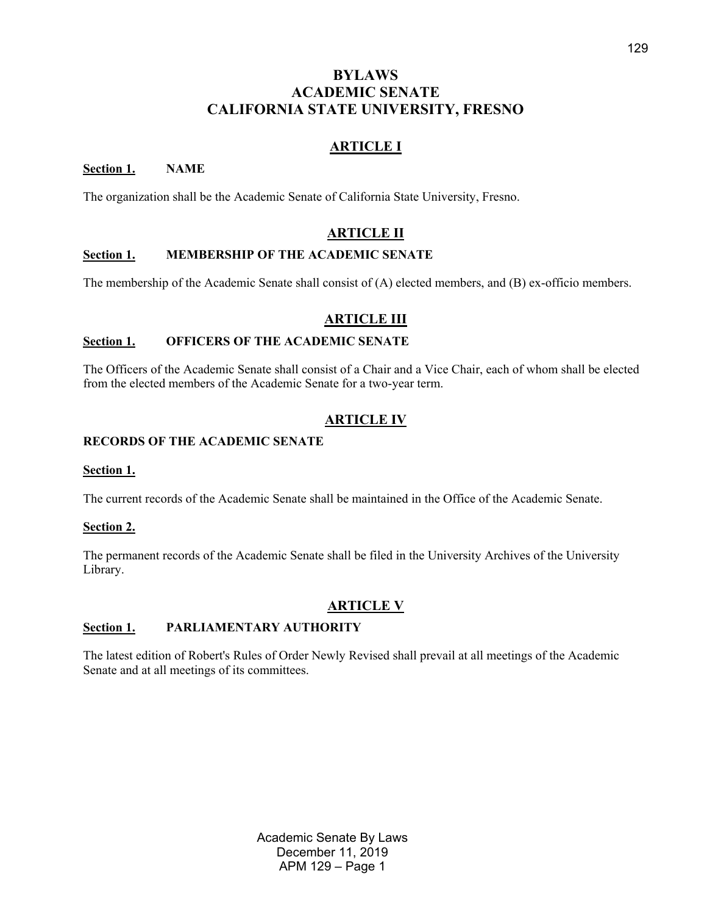# BYLAWS
# ACADEMIC SENATE
# CALIFORNIA STATE UNIVERSITY, FRESNO

## ARTICLE I

**Section 1. NAME**

The organization shall be the Academic Senate of California State University, Fresno.

## ARTICLE II

**Section 1. MEMBERSHIP OF THE ACADEMIC SENATE**

The membership of the Academic Senate shall consist of (A) elected members, and (B) ex-officio members.

## ARTICLE III

**Section 1. OFFICERS OF THE ACADEMIC SENATE**

The Officers of the Academic Senate shall consist of a Chair and a Vice Chair, each of whom shall be elected from the elected members of the Academic Senate for a two-year term.

## ARTICLE IV

**RECORDS OF THE ACADEMIC SENATE**

**Section 1.**

The current records of the Academic Senate shall be maintained in the Office of the Academic Senate.

**Section 2.**

The permanent records of the Academic Senate shall be filed in the University Archives of the University Library.

## ARTICLE V

**Section 1. PARLIAMENTARY AUTHORITY**

The latest edition of Robert's Rules of Order Newly Revised shall prevail at all meetings of the Academic Senate and at all meetings of its committees.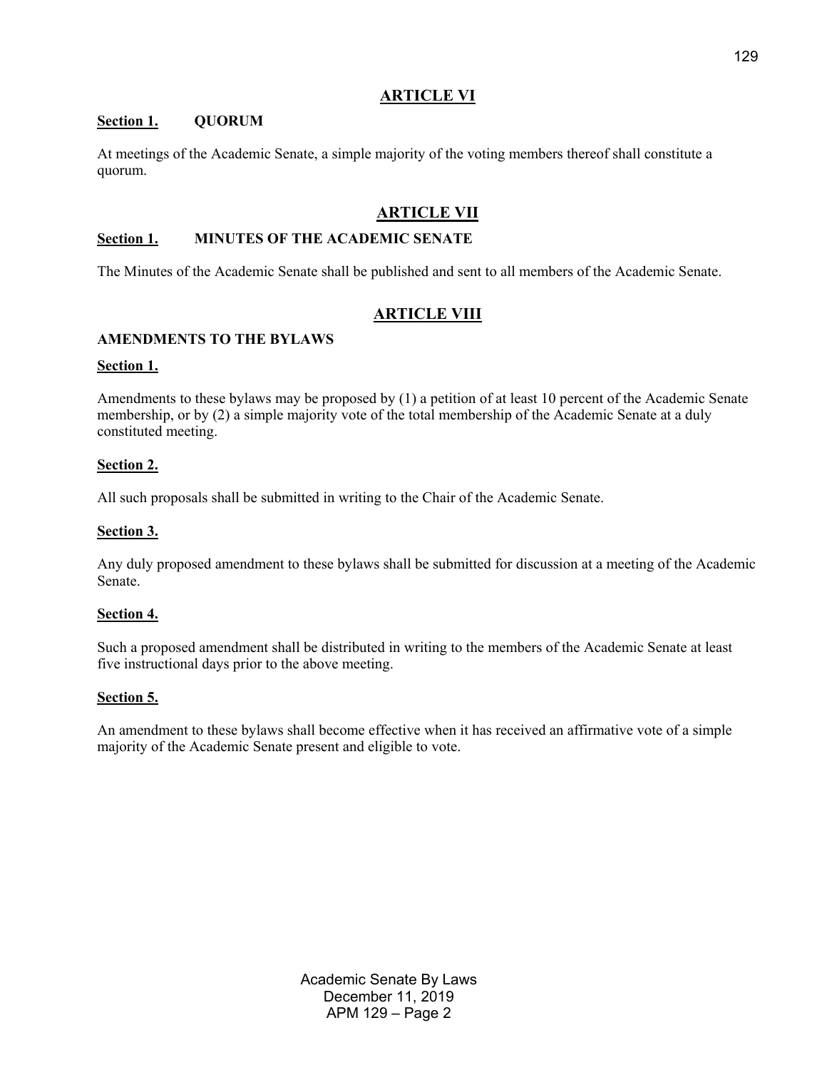## ARTICLE VI

**Section 1. QUORUM**

At meetings of the Academic Senate, a simple majority of the voting members thereof shall constitute a quorum.

## ARTICLE VII

**Section 1. MINUTES OF THE ACADEMIC SENATE**

The Minutes of the Academic Senate shall be published and sent to all members of the Academic Senate.

## ARTICLE VIII

**AMENDMENTS TO THE BYLAWS**

**Section 1.**

Amendments to these bylaws may be proposed by (1) a petition of at least 10 percent of the Academic Senate membership, or by (2) a simple majority vote of the total membership of the Academic Senate at a duly constituted meeting.

**Section 2.**

All such proposals shall be submitted in writing to the Chair of the Academic Senate.

**Section 3.**

Any duly proposed amendment to these bylaws shall be submitted for discussion at a meeting of the Academic Senate.

**Section 4.**

Such a proposed amendment shall be distributed in writing to the members of the Academic Senate at least five instructional days prior to the above meeting.

**Section 5.**

An amendment to these bylaws shall become effective when it has received an affirmative vote of a simple majority of the Academic Senate present and eligible to vote.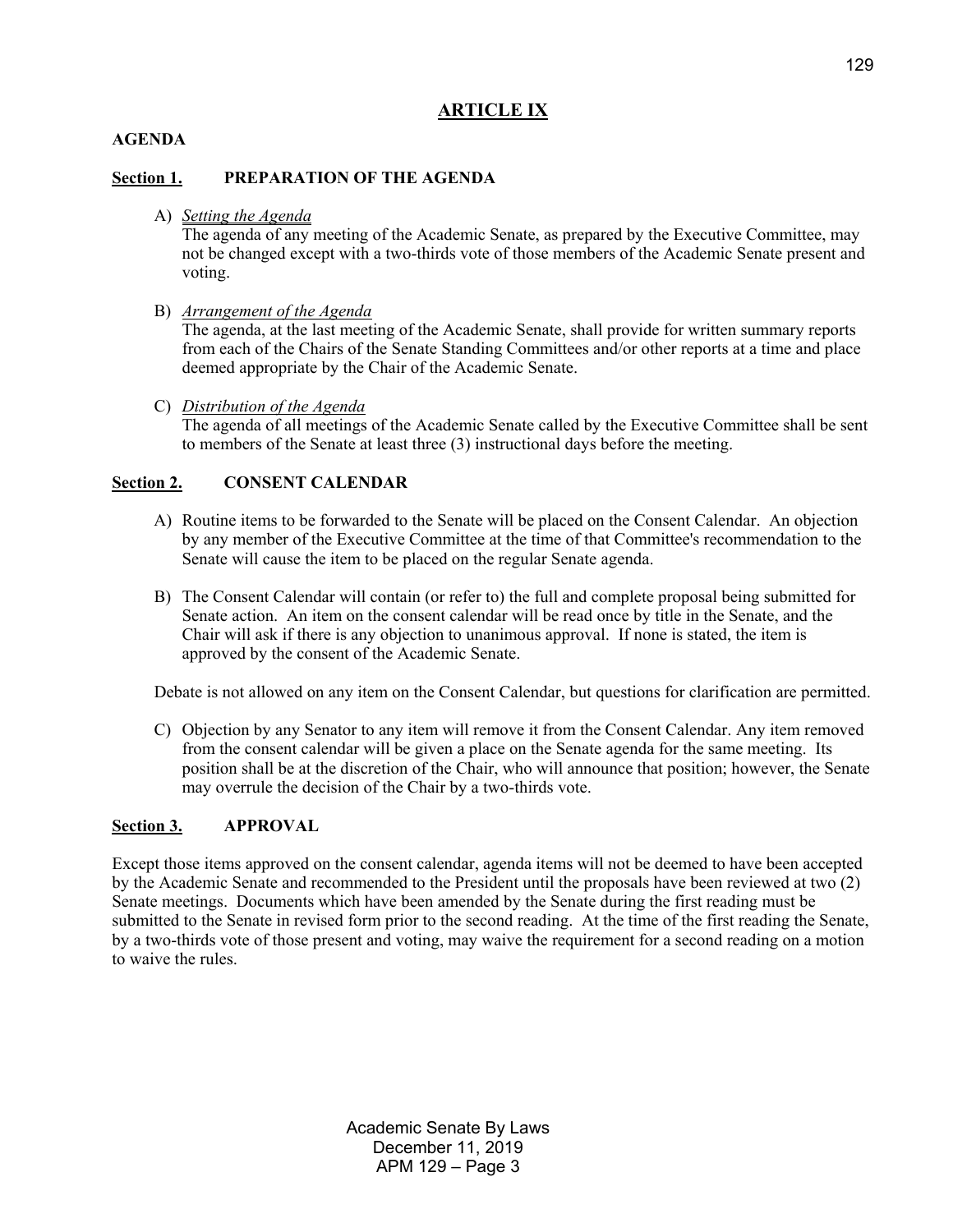# ARTICLE IX

## AGENDA

### Section 1. PREPARATION OF THE AGENDA

A) *Setting the Agenda*
The agenda of any meeting of the Academic Senate, as prepared by the Executive Committee, may not be changed except with a two-thirds vote of those members of the Academic Senate present and voting.

B) *Arrangement of the Agenda*
The agenda, at the last meeting of the Academic Senate, shall provide for written summary reports from each of the Chairs of the Senate Standing Committees and/or other reports at a time and place deemed appropriate by the Chair of the Academic Senate.

C) *Distribution of the Agenda*
The agenda of all meetings of the Academic Senate called by the Executive Committee shall be sent to members of the Senate at least three (3) instructional days before the meeting.

### Section 2. CONSENT CALENDAR

A) Routine items to be forwarded to the Senate will be placed on the Consent Calendar. An objection by any member of the Executive Committee at the time of that Committee's recommendation to the Senate will cause the item to be placed on the regular Senate agenda.

B) The Consent Calendar will contain (or refer to) the full and complete proposal being submitted for Senate action. An item on the consent calendar will be read once by title in the Senate, and the Chair will ask if there is any objection to unanimous approval. If none is stated, the item is approved by the consent of the Academic Senate.

Debate is not allowed on any item on the Consent Calendar, but questions for clarification are permitted.

C) Objection by any Senator to any item will remove it from the Consent Calendar. Any item removed from the consent calendar will be given a place on the Senate agenda for the same meeting. Its position shall be at the discretion of the Chair, who will announce that position; however, the Senate may overrule the decision of the Chair by a two-thirds vote.

### Section 3. APPROVAL

Except those items approved on the consent calendar, agenda items will not be deemed to have been accepted by the Academic Senate and recommended to the President until the proposals have been reviewed at two (2) Senate meetings. Documents which have been amended by the Senate during the first reading must be submitted to the Senate in revised form prior to the second reading. At the time of the first reading the Senate, by a two-thirds vote of those present and voting, may waive the requirement for a second reading on a motion to waive the rules.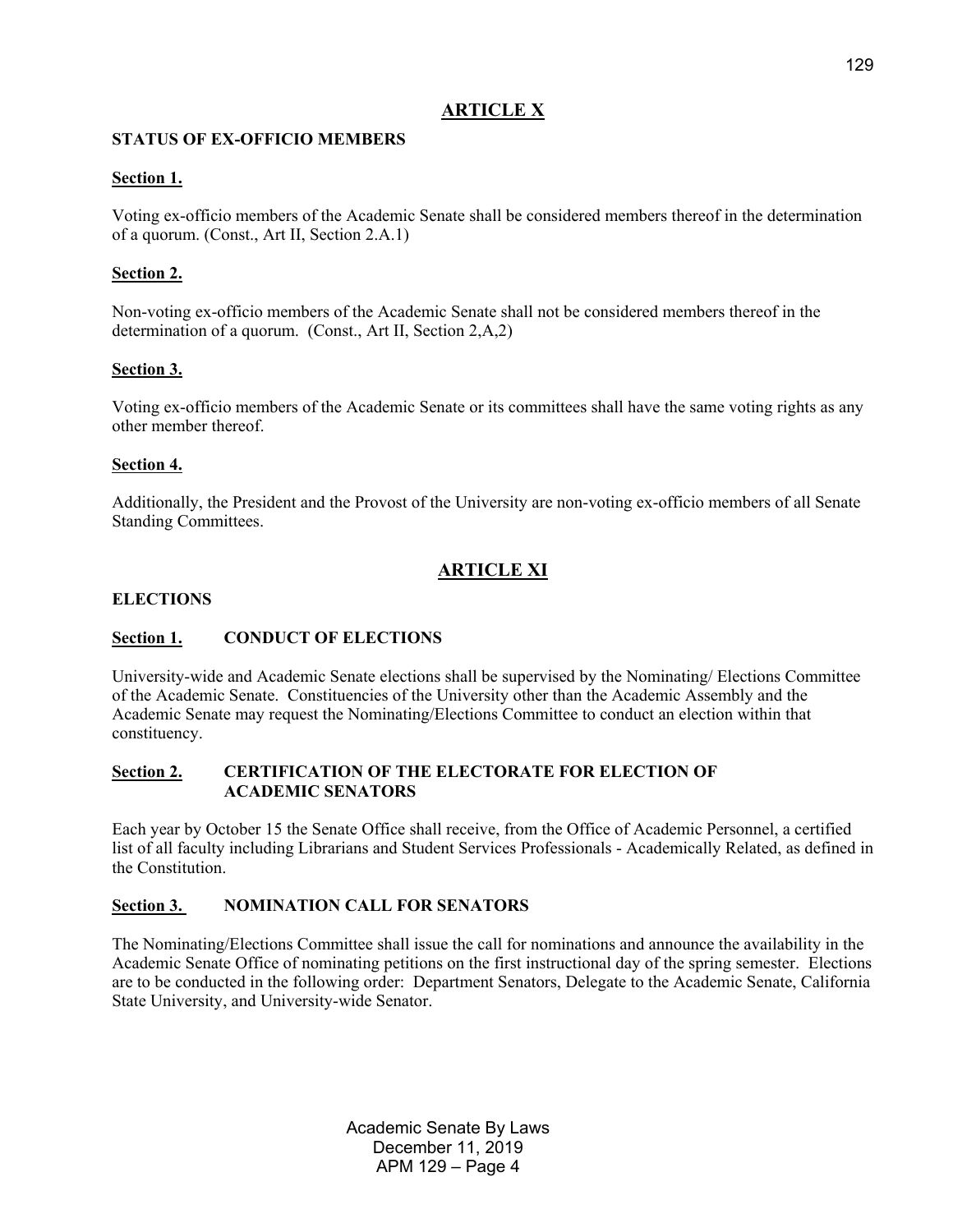## ARTICLE X

**STATUS OF EX-OFFICIO MEMBERS**

**Section 1.**

Voting ex-officio members of the Academic Senate shall be considered members thereof in the determination of a quorum. (Const., Art II, Section 2.A.1)

**Section 2.**

Non-voting ex-officio members of the Academic Senate shall not be considered members thereof in the determination of a quorum. (Const., Art II, Section 2,A,2)

**Section 3.**

Voting ex-officio members of the Academic Senate or its committees shall have the same voting rights as any other member thereof.

**Section 4.**

Additionally, the President and the Provost of the University are non-voting ex-officio members of all Senate Standing Committees.

## ARTICLE XI

**ELECTIONS**

**Section 1. CONDUCT OF ELECTIONS**

University-wide and Academic Senate elections shall be supervised by the Nominating/ Elections Committee of the Academic Senate. Constituencies of the University other than the Academic Assembly and the Academic Senate may request the Nominating/Elections Committee to conduct an election within that constituency.

**Section 2. CERTIFICATION OF THE ELECTORATE FOR ELECTION OF ACADEMIC SENATORS**

Each year by October 15 the Senate Office shall receive, from the Office of Academic Personnel, a certified list of all faculty including Librarians and Student Services Professionals - Academically Related, as defined in the Constitution.

**Section 3. NOMINATION CALL FOR SENATORS**

The Nominating/Elections Committee shall issue the call for nominations and announce the availability in the Academic Senate Office of nominating petitions on the first instructional day of the spring semester. Elections are to be conducted in the following order: Department Senators, Delegate to the Academic Senate, California State University, and University-wide Senator.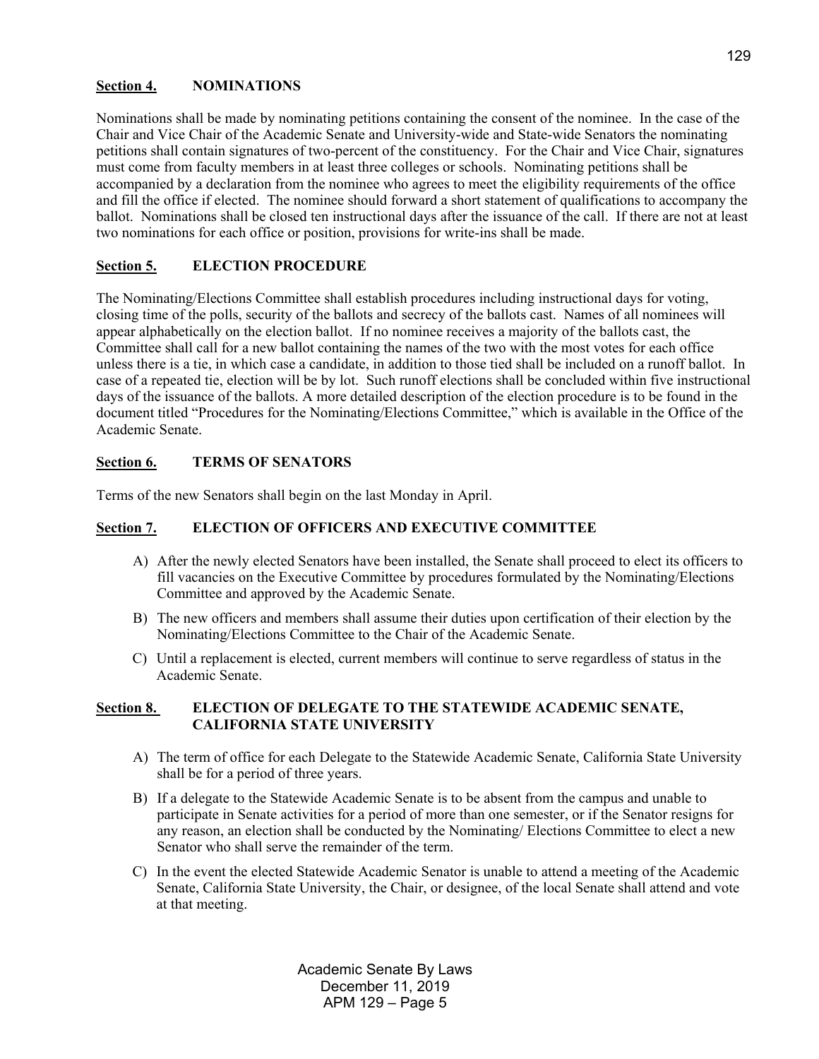## Section 4. NOMINATIONS

Nominations shall be made by nominating petitions containing the consent of the nominee. In the case of the Chair and Vice Chair of the Academic Senate and University-wide and State-wide Senators the nominating petitions shall contain signatures of two-percent of the constituency. For the Chair and Vice Chair, signatures must come from faculty members in at least three colleges or schools. Nominating petitions shall be accompanied by a declaration from the nominee who agrees to meet the eligibility requirements of the office and fill the office if elected. The nominee should forward a short statement of qualifications to accompany the ballot. Nominations shall be closed ten instructional days after the issuance of the call. If there are not at least two nominations for each office or position, provisions for write-ins shall be made.

## Section 5. ELECTION PROCEDURE

The Nominating/Elections Committee shall establish procedures including instructional days for voting, closing time of the polls, security of the ballots and secrecy of the ballots cast. Names of all nominees will appear alphabetically on the election ballot. If no nominee receives a majority of the ballots cast, the Committee shall call for a new ballot containing the names of the two with the most votes for each office unless there is a tie, in which case a candidate, in addition to those tied shall be included on a runoff ballot. In case of a repeated tie, election will be by lot. Such runoff elections shall be concluded within five instructional days of the issuance of the ballots. A more detailed description of the election procedure is to be found in the document titled "Procedures for the Nominating/Elections Committee," which is available in the Office of the Academic Senate.

## Section 6. TERMS OF SENATORS

Terms of the new Senators shall begin on the last Monday in April.

## Section 7. ELECTION OF OFFICERS AND EXECUTIVE COMMITTEE

A) After the newly elected Senators have been installed, the Senate shall proceed to elect its officers to fill vacancies on the Executive Committee by procedures formulated by the Nominating/Elections Committee and approved by the Academic Senate.

B) The new officers and members shall assume their duties upon certification of their election by the Nominating/Elections Committee to the Chair of the Academic Senate.

C) Until a replacement is elected, current members will continue to serve regardless of status in the Academic Senate.

## Section 8. ELECTION OF DELEGATE TO THE STATEWIDE ACADEMIC SENATE, CALIFORNIA STATE UNIVERSITY

A) The term of office for each Delegate to the Statewide Academic Senate, California State University shall be for a period of three years.

B) If a delegate to the Statewide Academic Senate is to be absent from the campus and unable to participate in Senate activities for a period of more than one semester, or if the Senator resigns for any reason, an election shall be conducted by the Nominating/ Elections Committee to elect a new Senator who shall serve the remainder of the term.

C) In the event the elected Statewide Academic Senator is unable to attend a meeting of the Academic Senate, California State University, the Chair, or designee, of the local Senate shall attend and vote at that meeting.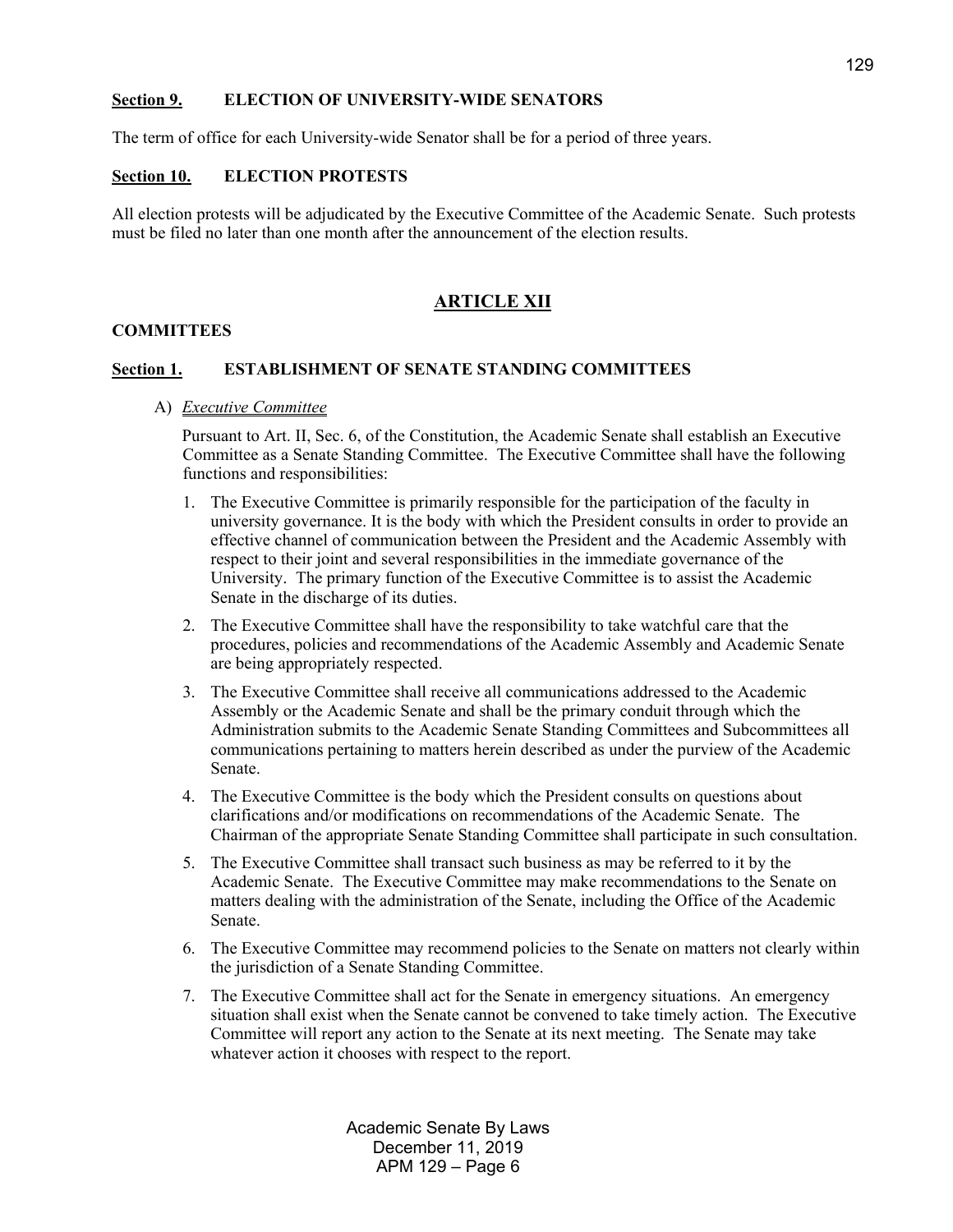**Section 9. ELECTION OF UNIVERSITY-WIDE SENATORS**

The term of office for each University-wide Senator shall be for a period of three years.

**Section 10. ELECTION PROTESTS**

All election protests will be adjudicated by the Executive Committee of the Academic Senate. Such protests must be filed no later than one month after the announcement of the election results.

## ARTICLE XII

**COMMITTEES**

**Section 1. ESTABLISHMENT OF SENATE STANDING COMMITTEES**

A) *Executive Committee*

Pursuant to Art. II, Sec. 6, of the Constitution, the Academic Senate shall establish an Executive Committee as a Senate Standing Committee. The Executive Committee shall have the following functions and responsibilities:

1. The Executive Committee is primarily responsible for the participation of the faculty in university governance. It is the body with which the President consults in order to provide an effective channel of communication between the President and the Academic Assembly with respect to their joint and several responsibilities in the immediate governance of the University. The primary function of the Executive Committee is to assist the Academic Senate in the discharge of its duties.

2. The Executive Committee shall have the responsibility to take watchful care that the procedures, policies and recommendations of the Academic Assembly and Academic Senate are being appropriately respected.

3. The Executive Committee shall receive all communications addressed to the Academic Assembly or the Academic Senate and shall be the primary conduit through which the Administration submits to the Academic Senate Standing Committees and Subcommittees all communications pertaining to matters herein described as under the purview of the Academic Senate.

4. The Executive Committee is the body which the President consults on questions about clarifications and/or modifications on recommendations of the Academic Senate. The Chairman of the appropriate Senate Standing Committee shall participate in such consultation.

5. The Executive Committee shall transact such business as may be referred to it by the Academic Senate. The Executive Committee may make recommendations to the Senate on matters dealing with the administration of the Senate, including the Office of the Academic Senate.

6. The Executive Committee may recommend policies to the Senate on matters not clearly within the jurisdiction of a Senate Standing Committee.

7. The Executive Committee shall act for the Senate in emergency situations. An emergency situation shall exist when the Senate cannot be convened to take timely action. The Executive Committee will report any action to the Senate at its next meeting. The Senate may take whatever action it chooses with respect to the report.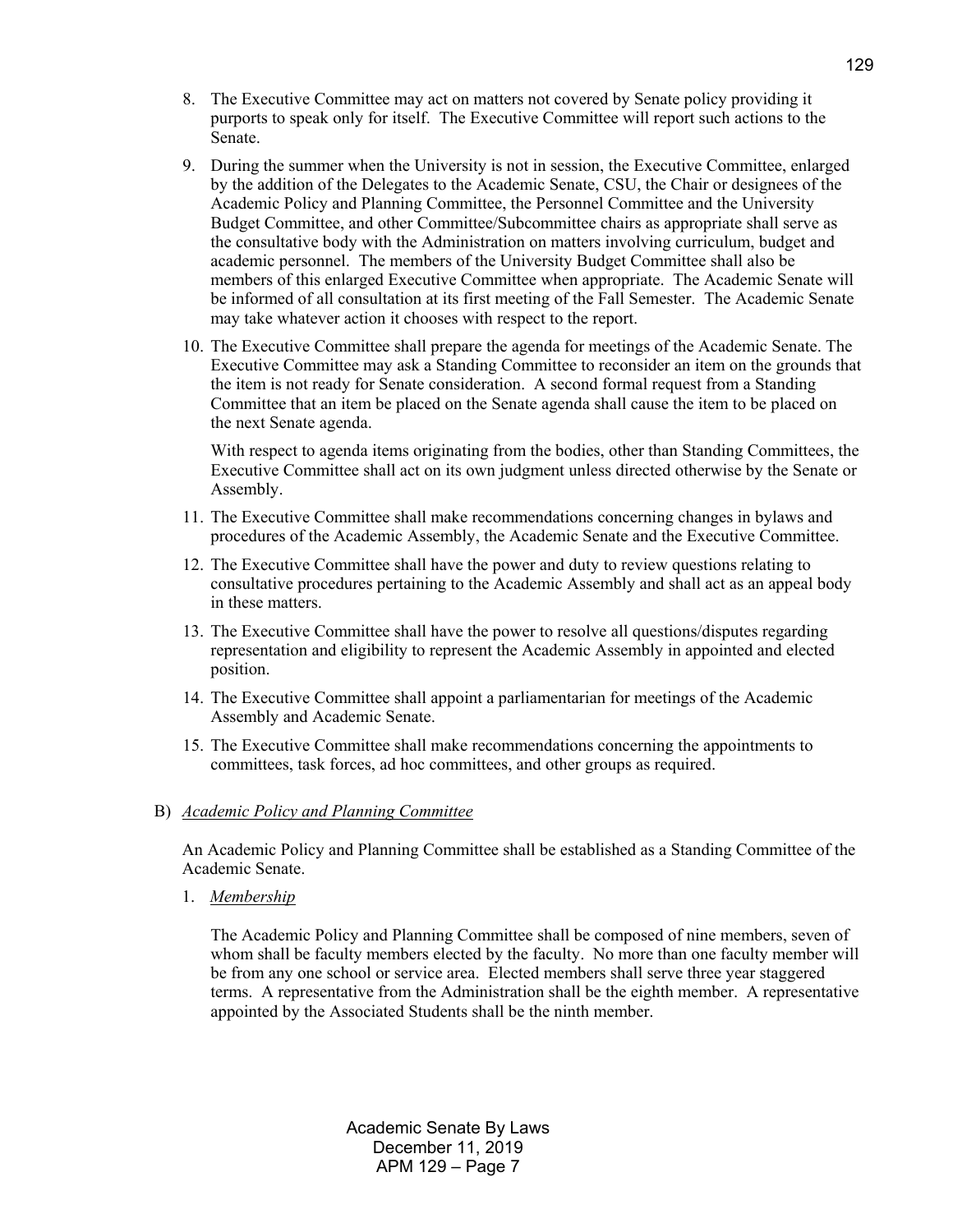8. The Executive Committee may act on matters not covered by Senate policy providing it purports to speak only for itself. The Executive Committee will report such actions to the Senate.

9. During the summer when the University is not in session, the Executive Committee, enlarged by the addition of the Delegates to the Academic Senate, CSU, the Chair or designees of the Academic Policy and Planning Committee, the Personnel Committee and the University Budget Committee, and other Committee/Subcommittee chairs as appropriate shall serve as the consultative body with the Administration on matters involving curriculum, budget and academic personnel. The members of the University Budget Committee shall also be members of this enlarged Executive Committee when appropriate. The Academic Senate will be informed of all consultation at its first meeting of the Fall Semester. The Academic Senate may take whatever action it chooses with respect to the report.

10. The Executive Committee shall prepare the agenda for meetings of the Academic Senate. The Executive Committee may ask a Standing Committee to reconsider an item on the grounds that the item is not ready for Senate consideration. A second formal request from a Standing Committee that an item be placed on the Senate agenda shall cause the item to be placed on the next Senate agenda.

    With respect to agenda items originating from the bodies, other than Standing Committees, the Executive Committee shall act on its own judgment unless directed otherwise by the Senate or Assembly.

11. The Executive Committee shall make recommendations concerning changes in bylaws and procedures of the Academic Assembly, the Academic Senate and the Executive Committee.

12. The Executive Committee shall have the power and duty to review questions relating to consultative procedures pertaining to the Academic Assembly and shall act as an appeal body in these matters.

13. The Executive Committee shall have the power to resolve all questions/disputes regarding representation and eligibility to represent the Academic Assembly in appointed and elected position.

14. The Executive Committee shall appoint a parliamentarian for meetings of the Academic Assembly and Academic Senate.

15. The Executive Committee shall make recommendations concerning the appointments to committees, task forces, ad hoc committees, and other groups as required.

B) *Academic Policy and Planning Committee*

An Academic Policy and Planning Committee shall be established as a Standing Committee of the Academic Senate.

1. *Membership*

   The Academic Policy and Planning Committee shall be composed of nine members, seven of whom shall be faculty members elected by the faculty. No more than one faculty member will be from any one school or service area. Elected members shall serve three year staggered terms. A representative from the Administration shall be the eighth member. A representative appointed by the Associated Students shall be the ninth member.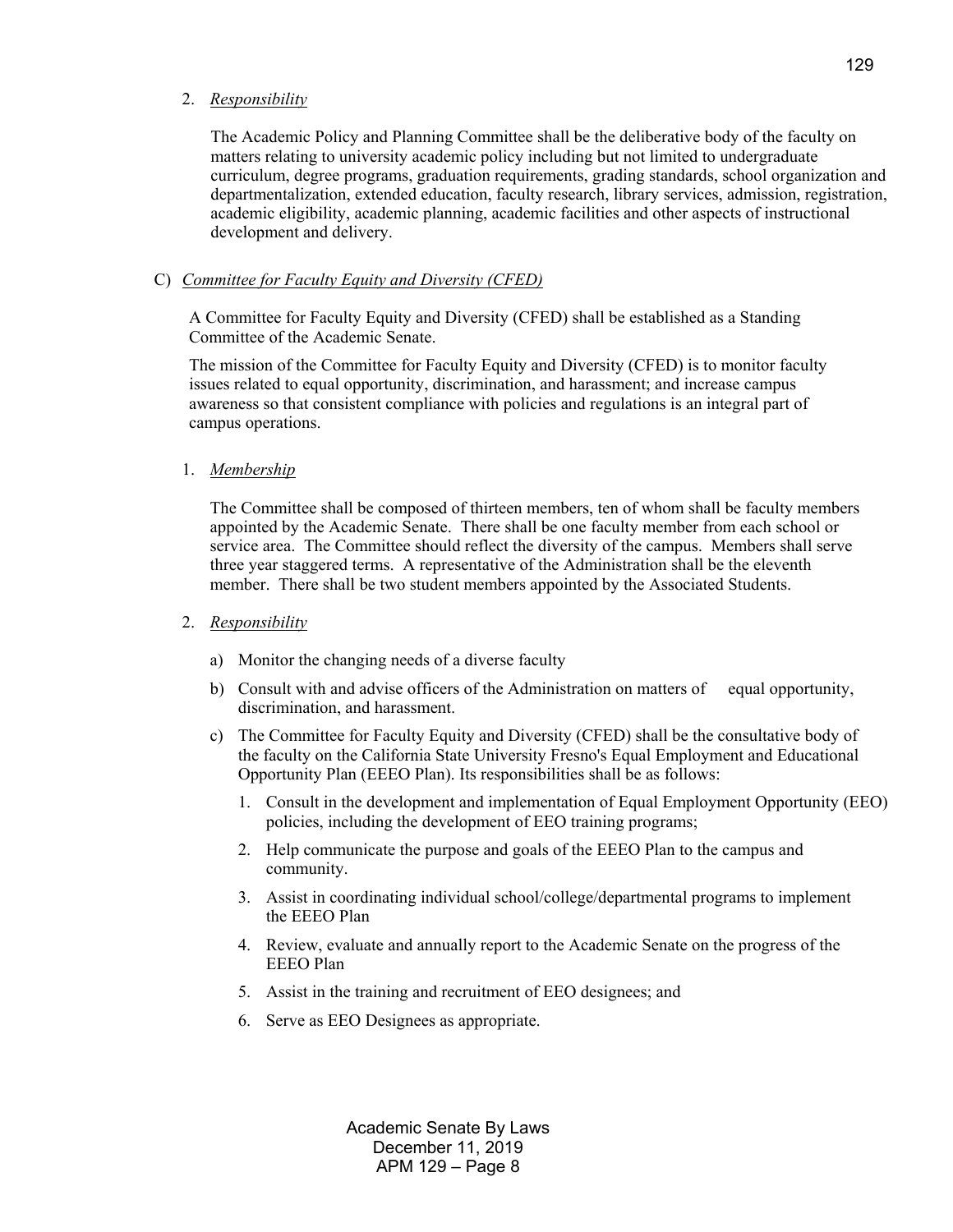2. *Responsibility*

   The Academic Policy and Planning Committee shall be the deliberative body of the faculty on matters relating to university academic policy including but not limited to undergraduate curriculum, degree programs, graduation requirements, grading standards, school organization and departmentalization, extended education, faculty research, library services, admission, registration, academic eligibility, academic planning, academic facilities and other aspects of instructional development and delivery.

C) *Committee for Faculty Equity and Diversity (CFED)*

A Committee for Faculty Equity and Diversity (CFED) shall be established as a Standing Committee of the Academic Senate.

The mission of the Committee for Faculty Equity and Diversity (CFED) is to monitor faculty issues related to equal opportunity, discrimination, and harassment; and increase campus awareness so that consistent compliance with policies and regulations is an integral part of campus operations.

1. *Membership*

   The Committee shall be composed of thirteen members, ten of whom shall be faculty members appointed by the Academic Senate. There shall be one faculty member from each school or service area. The Committee should reflect the diversity of the campus. Members shall serve three year staggered terms. A representative of the Administration shall be the eleventh member. There shall be two student members appointed by the Associated Students.

2. *Responsibility*

   a) Monitor the changing needs of a diverse faculty
   b) Consult with and advise officers of the Administration on matters of equal opportunity, discrimination, and harassment.
   c) The Committee for Faculty Equity and Diversity (CFED) shall be the consultative body of the faculty on the California State University Fresno's Equal Employment and Educational Opportunity Plan (EEEO Plan). Its responsibilities shall be as follows:
      1. Consult in the development and implementation of Equal Employment Opportunity (EEO) policies, including the development of EEO training programs;
      2. Help communicate the purpose and goals of the EEEO Plan to the campus and community.
      3. Assist in coordinating individual school/college/departmental programs to implement the EEEO Plan
      4. Review, evaluate and annually report to the Academic Senate on the progress of the EEEO Plan
      5. Assist in the training and recruitment of EEO designees; and
      6. Serve as EEO Designees as appropriate.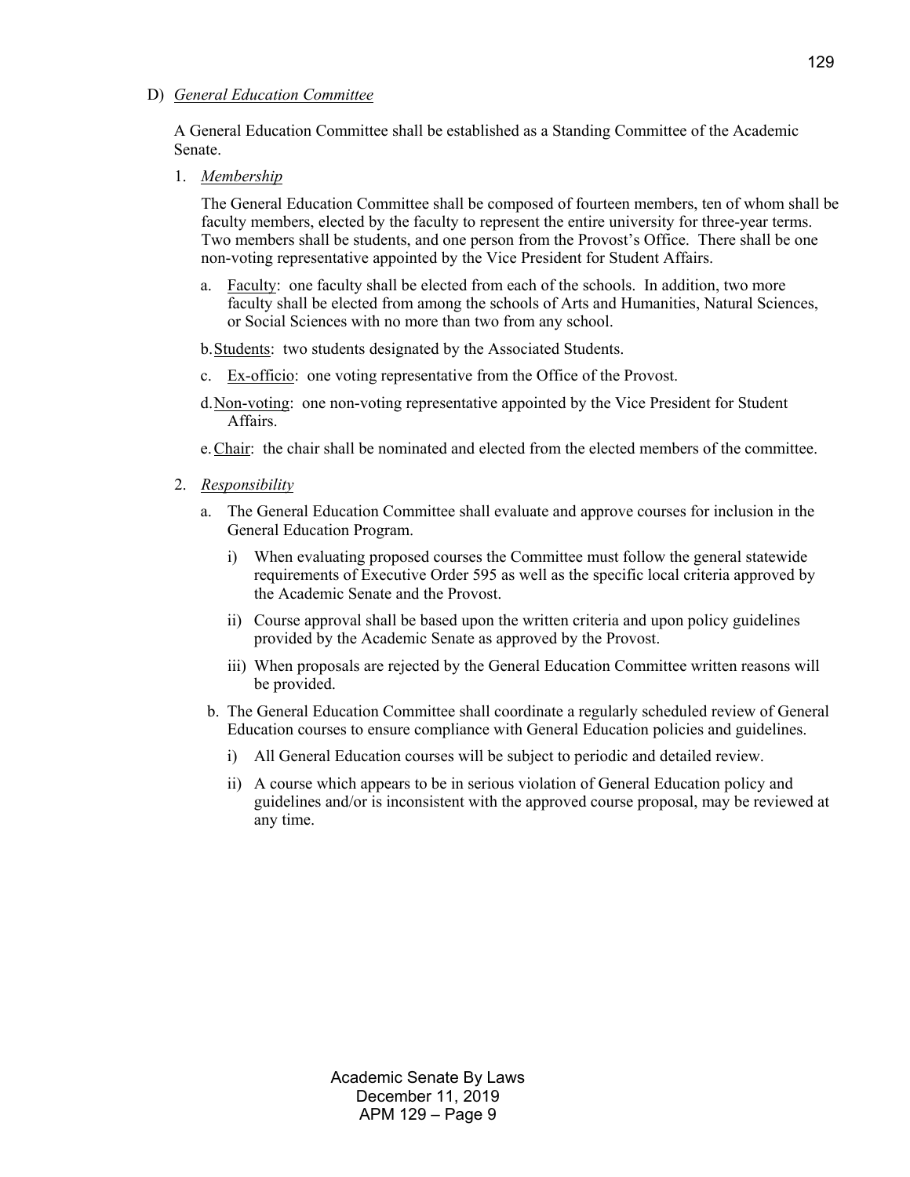D) *General Education Committee*

A General Education Committee shall be established as a Standing Committee of the Academic Senate.

1. *Membership*

   The General Education Committee shall be composed of fourteen members, ten of whom shall be faculty members, elected by the faculty to represent the entire university for three-year terms. Two members shall be students, and one person from the Provost's Office. There shall be one non-voting representative appointed by the Vice President for Student Affairs.

   a. Faculty: one faculty shall be elected from each of the schools. In addition, two more faculty shall be elected from among the schools of Arts and Humanities, Natural Sciences, or Social Sciences with no more than two from any school.

   b. Students: two students designated by the Associated Students.

   c. Ex-officio: one voting representative from the Office of the Provost.

   d. Non-voting: one non-voting representative appointed by the Vice President for Student Affairs.

   e. Chair: the chair shall be nominated and elected from the elected members of the committee.

2. *Responsibility*

   a. The General Education Committee shall evaluate and approve courses for inclusion in the General Education Program.

      i) When evaluating proposed courses the Committee must follow the general statewide requirements of Executive Order 595 as well as the specific local criteria approved by the Academic Senate and the Provost.

      ii) Course approval shall be based upon the written criteria and upon policy guidelines provided by the Academic Senate as approved by the Provost.

      iii) When proposals are rejected by the General Education Committee written reasons will be provided.

   b. The General Education Committee shall coordinate a regularly scheduled review of General Education courses to ensure compliance with General Education policies and guidelines.

      i) All General Education courses will be subject to periodic and detailed review.

      ii) A course which appears to be in serious violation of General Education policy and guidelines and/or is inconsistent with the approved course proposal, may be reviewed at any time.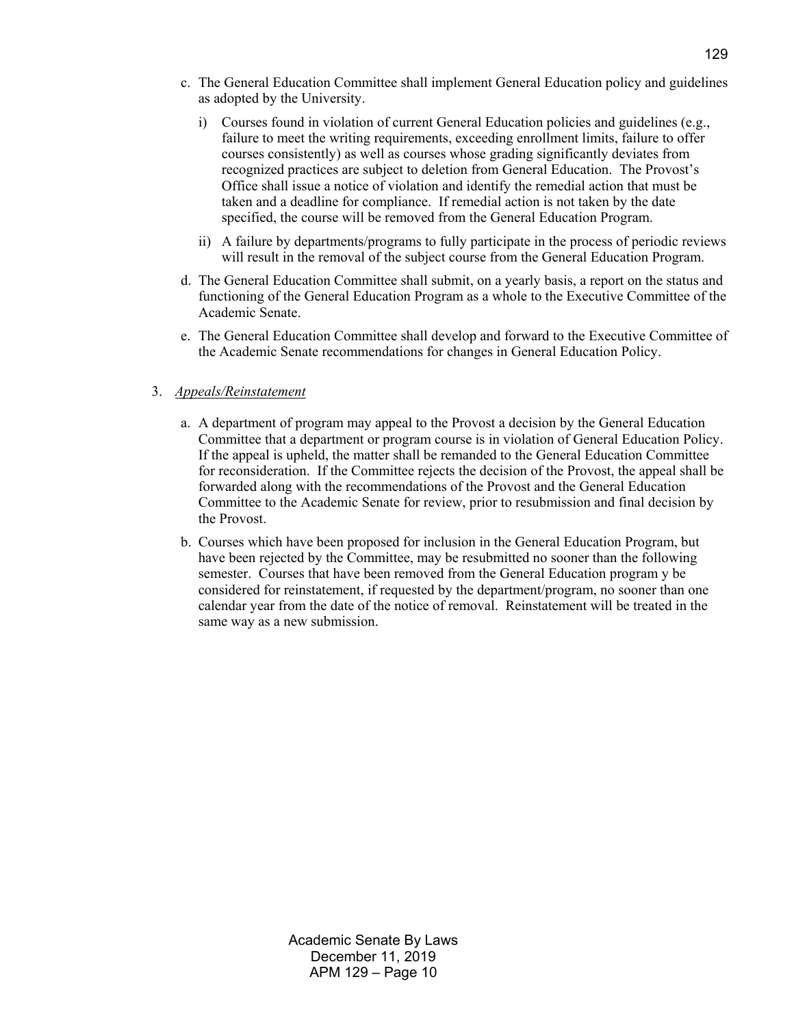c. The General Education Committee shall implement General Education policy and guidelines as adopted by the University.

   i) Courses found in violation of current General Education policies and guidelines (e.g., failure to meet the writing requirements, exceeding enrollment limits, failure to offer courses consistently) as well as courses whose grading significantly deviates from recognized practices are subject to deletion from General Education. The Provost's Office shall issue a notice of violation and identify the remedial action that must be taken and a deadline for compliance. If remedial action is not taken by the date specified, the course will be removed from the General Education Program.

   ii) A failure by departments/programs to fully participate in the process of periodic reviews will result in the removal of the subject course from the General Education Program.

d. The General Education Committee shall submit, on a yearly basis, a report on the status and functioning of the General Education Program as a whole to the Executive Committee of the Academic Senate.

e. The General Education Committee shall develop and forward to the Executive Committee of the Academic Senate recommendations for changes in General Education Policy.

3. *Appeals/Reinstatement*

   a. A department of program may appeal to the Provost a decision by the General Education Committee that a department or program course is in violation of General Education Policy. If the appeal is upheld, the matter shall be remanded to the General Education Committee for reconsideration. If the Committee rejects the decision of the Provost, the appeal shall be forwarded along with the recommendations of the Provost and the General Education Committee to the Academic Senate for review, prior to resubmission and final decision by the Provost.

   b. Courses which have been proposed for inclusion in the General Education Program, but have been rejected by the Committee, may be resubmitted no sooner than the following semester. Courses that have been removed from the General Education program y be considered for reinstatement, if requested by the department/program, no sooner than one calendar year from the date of the notice of removal. Reinstatement will be treated in the same way as a new submission.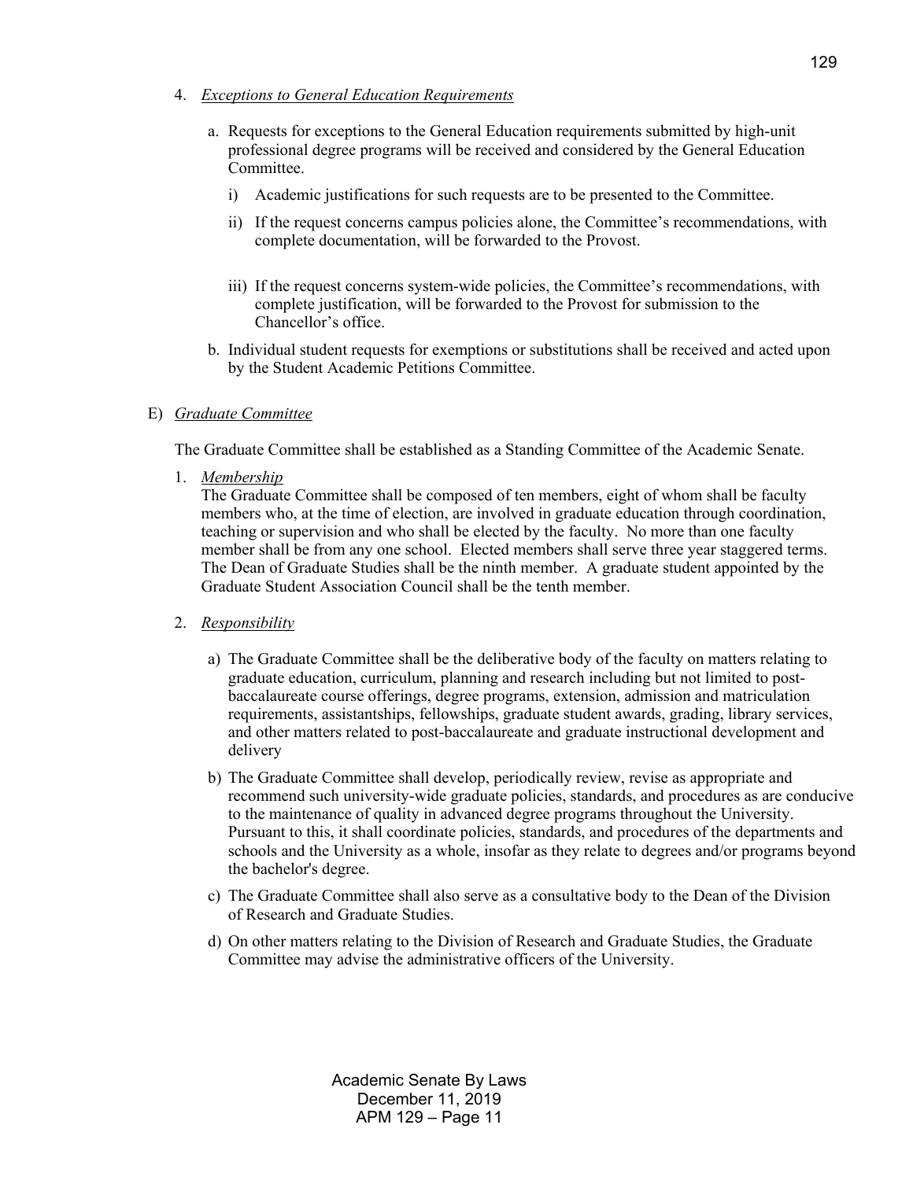4. *Exceptions to General Education Requirements*

   a. Requests for exceptions to the General Education requirements submitted by high-unit professional degree programs will be received and considered by the General Education Committee.

      i) Academic justifications for such requests are to be presented to the Committee.

      ii) If the request concerns campus policies alone, the Committee's recommendations, with complete documentation, will be forwarded to the Provost.

      iii) If the request concerns system-wide policies, the Committee's recommendations, with complete justification, will be forwarded to the Provost for submission to the Chancellor's office.

   b. Individual student requests for exemptions or substitutions shall be received and acted upon by the Student Academic Petitions Committee.

E) *Graduate Committee*

The Graduate Committee shall be established as a Standing Committee of the Academic Senate.

1. *Membership*
   The Graduate Committee shall be composed of ten members, eight of whom shall be faculty members who, at the time of election, are involved in graduate education through coordination, teaching or supervision and who shall be elected by the faculty. No more than one faculty member shall be from any one school. Elected members shall serve three year staggered terms. The Dean of Graduate Studies shall be the ninth member. A graduate student appointed by the Graduate Student Association Council shall be the tenth member.

2. *Responsibility*

   a) The Graduate Committee shall be the deliberative body of the faculty on matters relating to graduate education, curriculum, planning and research including but not limited to post-baccalaureate course offerings, degree programs, extension, admission and matriculation requirements, assistantships, fellowships, graduate student awards, grading, library services, and other matters related to post-baccalaureate and graduate instructional development and delivery

   b) The Graduate Committee shall develop, periodically review, revise as appropriate and recommend such university-wide graduate policies, standards, and procedures as are conducive to the maintenance of quality in advanced degree programs throughout the University. Pursuant to this, it shall coordinate policies, standards, and procedures of the departments and schools and the University as a whole, insofar as they relate to degrees and/or programs beyond the bachelor's degree.

   c) The Graduate Committee shall also serve as a consultative body to the Dean of the Division of Research and Graduate Studies.

   d) On other matters relating to the Division of Research and Graduate Studies, the Graduate Committee may advise the administrative officers of the University.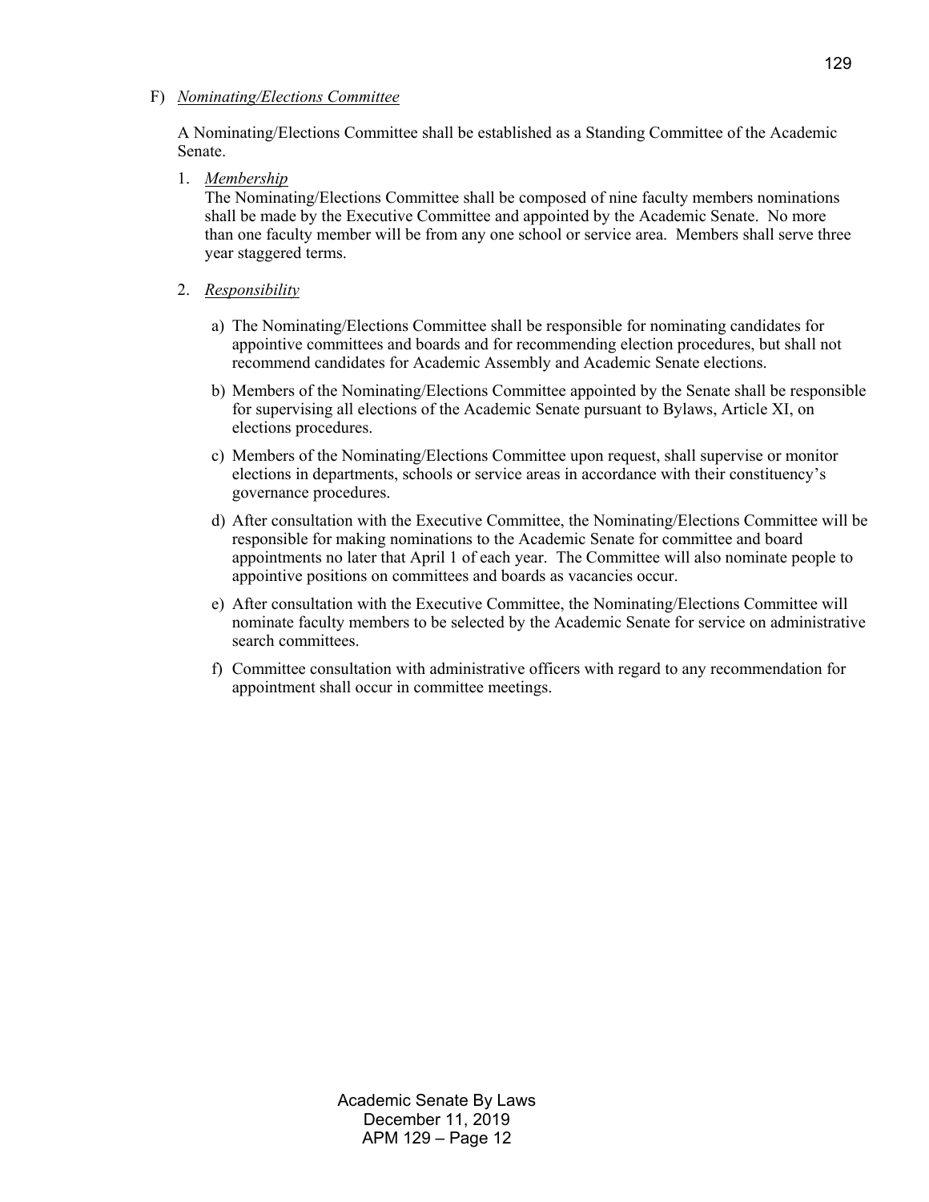F) *Nominating/Elections Committee*

A Nominating/Elections Committee shall be established as a Standing Committee of the Academic Senate.

1. *Membership*
   The Nominating/Elections Committee shall be composed of nine faculty members nominations shall be made by the Executive Committee and appointed by the Academic Senate. No more than one faculty member will be from any one school or service area. Members shall serve three year staggered terms.

2. *Responsibility*

   a) The Nominating/Elections Committee shall be responsible for nominating candidates for appointive committees and boards and for recommending election procedures, but shall not recommend candidates for Academic Assembly and Academic Senate elections.

   b) Members of the Nominating/Elections Committee appointed by the Senate shall be responsible for supervising all elections of the Academic Senate pursuant to Bylaws, Article XI, on elections procedures.

   c) Members of the Nominating/Elections Committee upon request, shall supervise or monitor elections in departments, schools or service areas in accordance with their constituency's governance procedures.

   d) After consultation with the Executive Committee, the Nominating/Elections Committee will be responsible for making nominations to the Academic Senate for committee and board appointments no later that April 1 of each year. The Committee will also nominate people to appointive positions on committees and boards as vacancies occur.

   e) After consultation with the Executive Committee, the Nominating/Elections Committee will nominate faculty members to be selected by the Academic Senate for service on administrative search committees.

   f) Committee consultation with administrative officers with regard to any recommendation for appointment shall occur in committee meetings.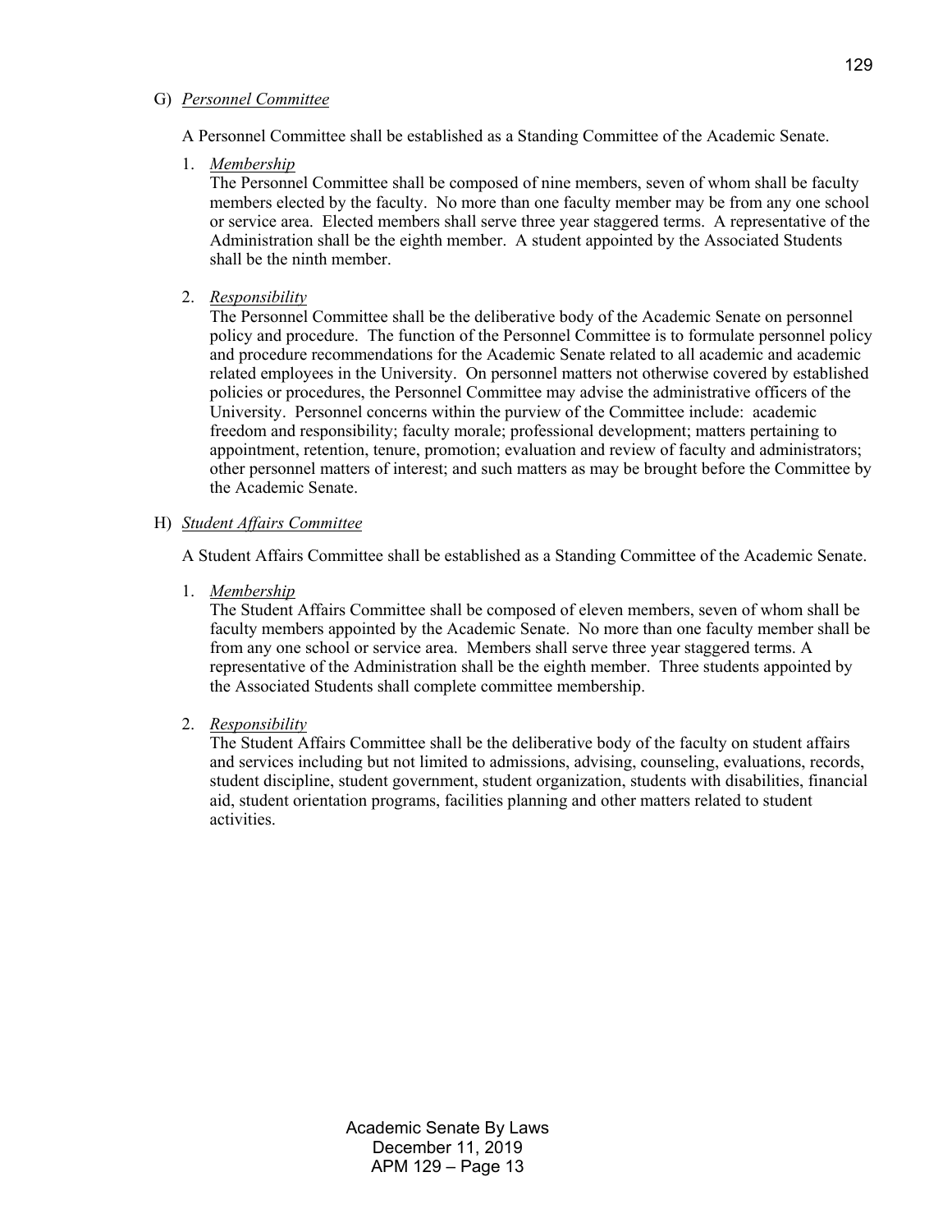G) *Personnel Committee*

A Personnel Committee shall be established as a Standing Committee of the Academic Senate.

1. *Membership*
   The Personnel Committee shall be composed of nine members, seven of whom shall be faculty members elected by the faculty. No more than one faculty member may be from any one school or service area. Elected members shall serve three year staggered terms. A representative of the Administration shall be the eighth member. A student appointed by the Associated Students shall be the ninth member.

2. *Responsibility*
   The Personnel Committee shall be the deliberative body of the Academic Senate on personnel policy and procedure. The function of the Personnel Committee is to formulate personnel policy and procedure recommendations for the Academic Senate related to all academic and academic related employees in the University. On personnel matters not otherwise covered by established policies or procedures, the Personnel Committee may advise the administrative officers of the University. Personnel concerns within the purview of the Committee include: academic freedom and responsibility; faculty morale; professional development; matters pertaining to appointment, retention, tenure, promotion; evaluation and review of faculty and administrators; other personnel matters of interest; and such matters as may be brought before the Committee by the Academic Senate.

H) *Student Affairs Committee*

A Student Affairs Committee shall be established as a Standing Committee of the Academic Senate.

1. *Membership*
   The Student Affairs Committee shall be composed of eleven members, seven of whom shall be faculty members appointed by the Academic Senate. No more than one faculty member shall be from any one school or service area. Members shall serve three year staggered terms. A representative of the Administration shall be the eighth member. Three students appointed by the Associated Students shall complete committee membership.

2. *Responsibility*
   The Student Affairs Committee shall be the deliberative body of the faculty on student affairs and services including but not limited to admissions, advising, counseling, evaluations, records, student discipline, student government, student organization, students with disabilities, financial aid, student orientation programs, facilities planning and other matters related to student activities.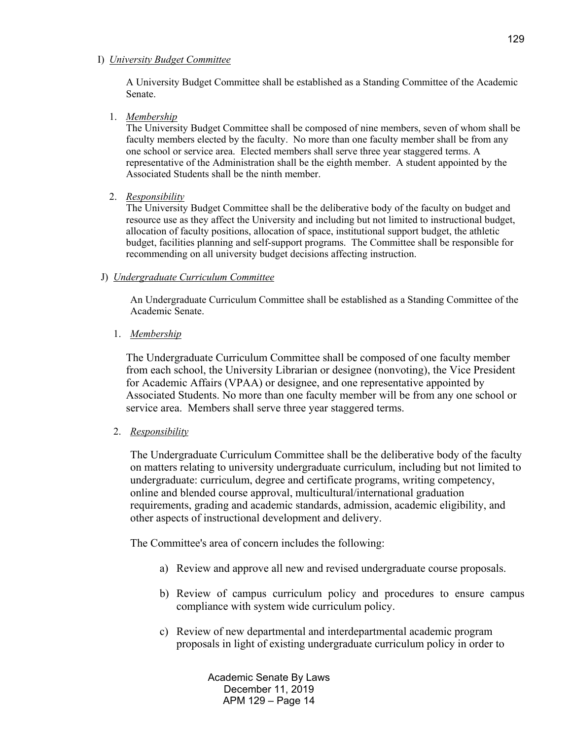I) *University Budget Committee*

A University Budget Committee shall be established as a Standing Committee of the Academic Senate.

1. *Membership*
   The University Budget Committee shall be composed of nine members, seven of whom shall be faculty members elected by the faculty. No more than one faculty member shall be from any one school or service area. Elected members shall serve three year staggered terms. A representative of the Administration shall be the eighth member. A student appointed by the Associated Students shall be the ninth member.

2. *Responsibility*
   The University Budget Committee shall be the deliberative body of the faculty on budget and resource use as they affect the University and including but not limited to instructional budget, allocation of faculty positions, allocation of space, institutional support budget, the athletic budget, facilities planning and self-support programs. The Committee shall be responsible for recommending on all university budget decisions affecting instruction.

J) *Undergraduate Curriculum Committee*

An Undergraduate Curriculum Committee shall be established as a Standing Committee of the Academic Senate.

1. *Membership*

   The Undergraduate Curriculum Committee shall be composed of one faculty member from each school, the University Librarian or designee (nonvoting), the Vice President for Academic Affairs (VPAA) or designee, and one representative appointed by Associated Students. No more than one faculty member will be from any one school or service area. Members shall serve three year staggered terms.

2. *Responsibility*

   The Undergraduate Curriculum Committee shall be the deliberative body of the faculty on matters relating to university undergraduate curriculum, including but not limited to undergraduate: curriculum, degree and certificate programs, writing competency, online and blended course approval, multicultural/international graduation requirements, grading and academic standards, admission, academic eligibility, and other aspects of instructional development and delivery.

   The Committee's area of concern includes the following:

   a) Review and approve all new and revised undergraduate course proposals.

   b) Review of campus curriculum policy and procedures to ensure campus compliance with system wide curriculum policy.

   c) Review of new departmental and interdepartmental academic program proposals in light of existing undergraduate curriculum policy in order to

Academic Senate By Laws
December 11, 2019
APM 129 – Page 14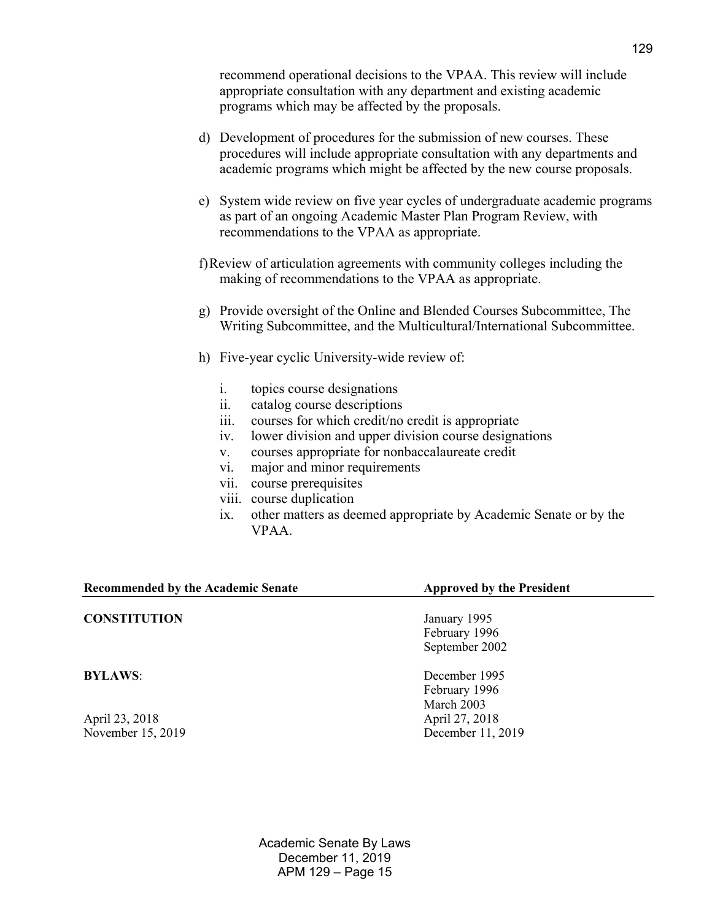recommend operational decisions to the VPAA. This review will include appropriate consultation with any department and existing academic programs which may be affected by the proposals.

d) Development of procedures for the submission of new courses. These procedures will include appropriate consultation with any departments and academic programs which might be affected by the new course proposals.

e) System wide review on five year cycles of undergraduate academic programs as part of an ongoing Academic Master Plan Program Review, with recommendations to the VPAA as appropriate.

f) Review of articulation agreements with community colleges including the making of recommendations to the VPAA as appropriate.

g) Provide oversight of the Online and Blended Courses Subcommittee, The Writing Subcommittee, and the Multicultural/International Subcommittee.

h) Five-year cyclic University-wide review of:

   i. topics course designations
   ii. catalog course descriptions
   iii. courses for which credit/no credit is appropriate
   iv. lower division and upper division course designations
   v. courses appropriate for nonbaccalaureate credit
   vi. major and minor requirements
   vii. course prerequisites
   viii. course duplication
   ix. other matters as deemed appropriate by Academic Senate or by the VPAA.

| Recommended by the Academic Senate | Approved by the President |
|---|---|
| **CONSTITUTION** | January 1995<br>February 1996<br>September 2002 |
| **BYLAWS**: | December 1995<br>February 1996<br>March 2003 |
| April 23, 2018 | April 27, 2018 |
| November 15, 2019 | December 11, 2019 |

Academic Senate By Laws
December 11, 2019
APM 129 – Page 15